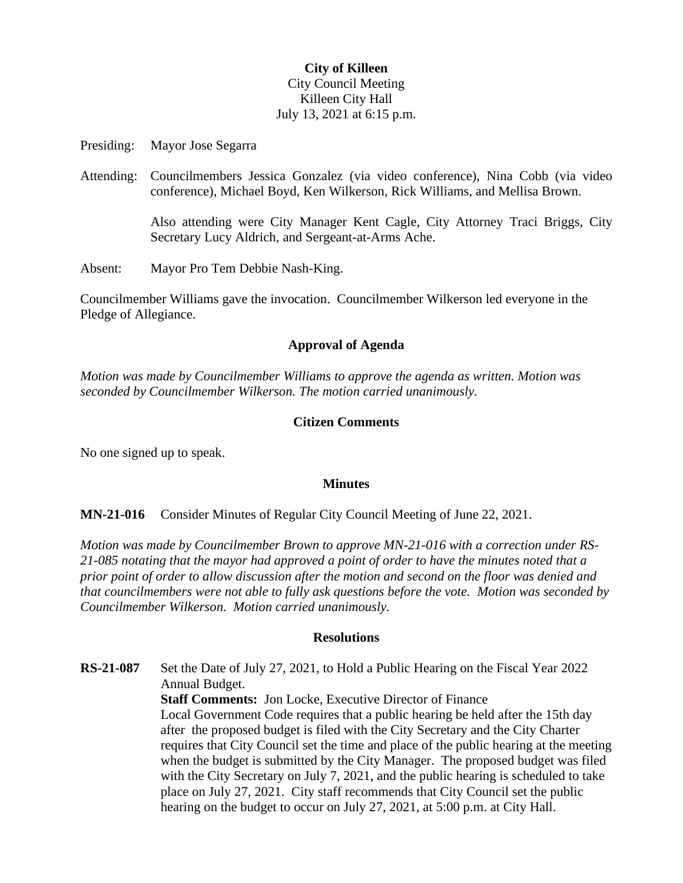**City of Killeen**
City Council Meeting
Killeen City Hall
July 13, 2021 at 6:15 p.m.

Presiding: Mayor Jose Segarra

Attending: Councilmembers Jessica Gonzalez (via video conference), Nina Cobb (via video conference), Michael Boyd, Ken Wilkerson, Rick Williams, and Mellisa Brown.

Also attending were City Manager Kent Cagle, City Attorney Traci Briggs, City Secretary Lucy Aldrich, and Sergeant-at-Arms Ache.

Absent: Mayor Pro Tem Debbie Nash-King.

Councilmember Williams gave the invocation. Councilmember Wilkerson led everyone in the Pledge of Allegiance.

## Approval of Agenda

*Motion was made by Councilmember Williams to approve the agenda as written. Motion was seconded by Councilmember Wilkerson. The motion carried unanimously.*

## Citizen Comments

No one signed up to speak.

## Minutes

**MN-21-016** Consider Minutes of Regular City Council Meeting of June 22, 2021.

*Motion was made by Councilmember Brown to approve MN-21-016 with a correction under RS-21-085 notating that the mayor had approved a point of order to have the minutes noted that a prior point of order to allow discussion after the motion and second on the floor was denied and that councilmembers were not able to fully ask questions before the vote. Motion was seconded by Councilmember Wilkerson. Motion carried unanimously.*

## Resolutions

**RS-21-087** Set the Date of July 27, 2021, to Hold a Public Hearing on the Fiscal Year 2022 Annual Budget.

**Staff Comments:** Jon Locke, Executive Director of Finance

Local Government Code requires that a public hearing be held after the 15th day after the proposed budget is filed with the City Secretary and the City Charter requires that City Council set the time and place of the public hearing at the meeting when the budget is submitted by the City Manager. The proposed budget was filed with the City Secretary on July 7, 2021, and the public hearing is scheduled to take place on July 27, 2021. City staff recommends that City Council set the public hearing on the budget to occur on July 27, 2021, at 5:00 p.m. at City Hall.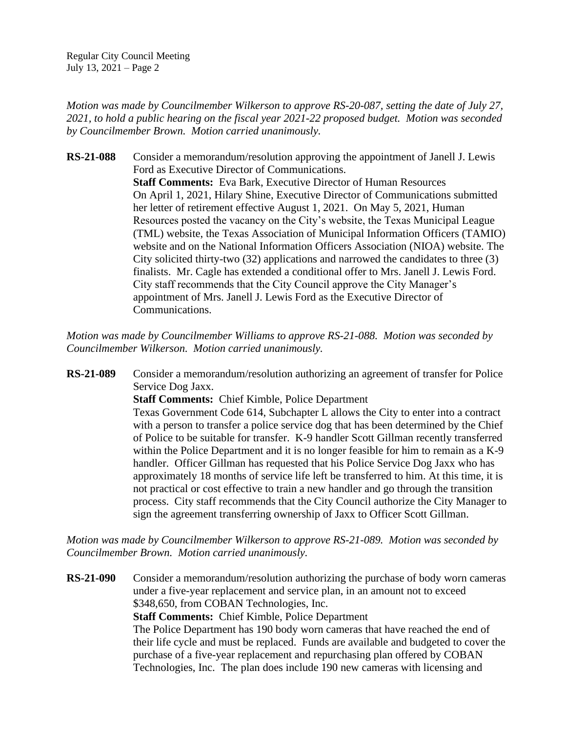*Motion was made by Councilmember Wilkerson to approve RS-20-087, setting the date of July 27, 2021, to hold a public hearing on the fiscal year 2021-22 proposed budget. Motion was seconded by Councilmember Brown. Motion carried unanimously.*

**RS-21-088** Consider a memorandum/resolution approving the appointment of Janell J. Lewis Ford as Executive Director of Communications.

**Staff Comments:** Eva Bark, Executive Director of Human Resources

On April 1, 2021, Hilary Shine, Executive Director of Communications submitted her letter of retirement effective August 1, 2021. On May 5, 2021, Human Resources posted the vacancy on the City's website, the Texas Municipal League (TML) website, the Texas Association of Municipal Information Officers (TAMIO) website and on the National Information Officers Association (NIOA) website. The City solicited thirty-two (32) applications and narrowed the candidates to three (3) finalists. Mr. Cagle has extended a conditional offer to Mrs. Janell J. Lewis Ford. City staff recommends that the City Council approve the City Manager's appointment of Mrs. Janell J. Lewis Ford as the Executive Director of Communications.

*Motion was made by Councilmember Williams to approve RS-21-088. Motion was seconded by Councilmember Wilkerson. Motion carried unanimously.*

**RS-21-089** Consider a memorandum/resolution authorizing an agreement of transfer for Police Service Dog Jaxx.

**Staff Comments:** Chief Kimble, Police Department

Texas Government Code 614, Subchapter L allows the City to enter into a contract with a person to transfer a police service dog that has been determined by the Chief of Police to be suitable for transfer. K-9 handler Scott Gillman recently transferred within the Police Department and it is no longer feasible for him to remain as a K-9 handler. Officer Gillman has requested that his Police Service Dog Jaxx who has approximately 18 months of service life left be transferred to him. At this time, it is not practical or cost effective to train a new handler and go through the transition process. City staff recommends that the City Council authorize the City Manager to sign the agreement transferring ownership of Jaxx to Officer Scott Gillman.

*Motion was made by Councilmember Wilkerson to approve RS-21-089. Motion was seconded by Councilmember Brown. Motion carried unanimously.*

**RS-21-090** Consider a memorandum/resolution authorizing the purchase of body worn cameras under a five-year replacement and service plan, in an amount not to exceed $348,650, from COBAN Technologies, Inc.

**Staff Comments:** Chief Kimble, Police Department

The Police Department has 190 body worn cameras that have reached the end of their life cycle and must be replaced. Funds are available and budgeted to cover the purchase of a five-year replacement and repurchasing plan offered by COBAN Technologies, Inc. The plan does include 190 new cameras with licensing and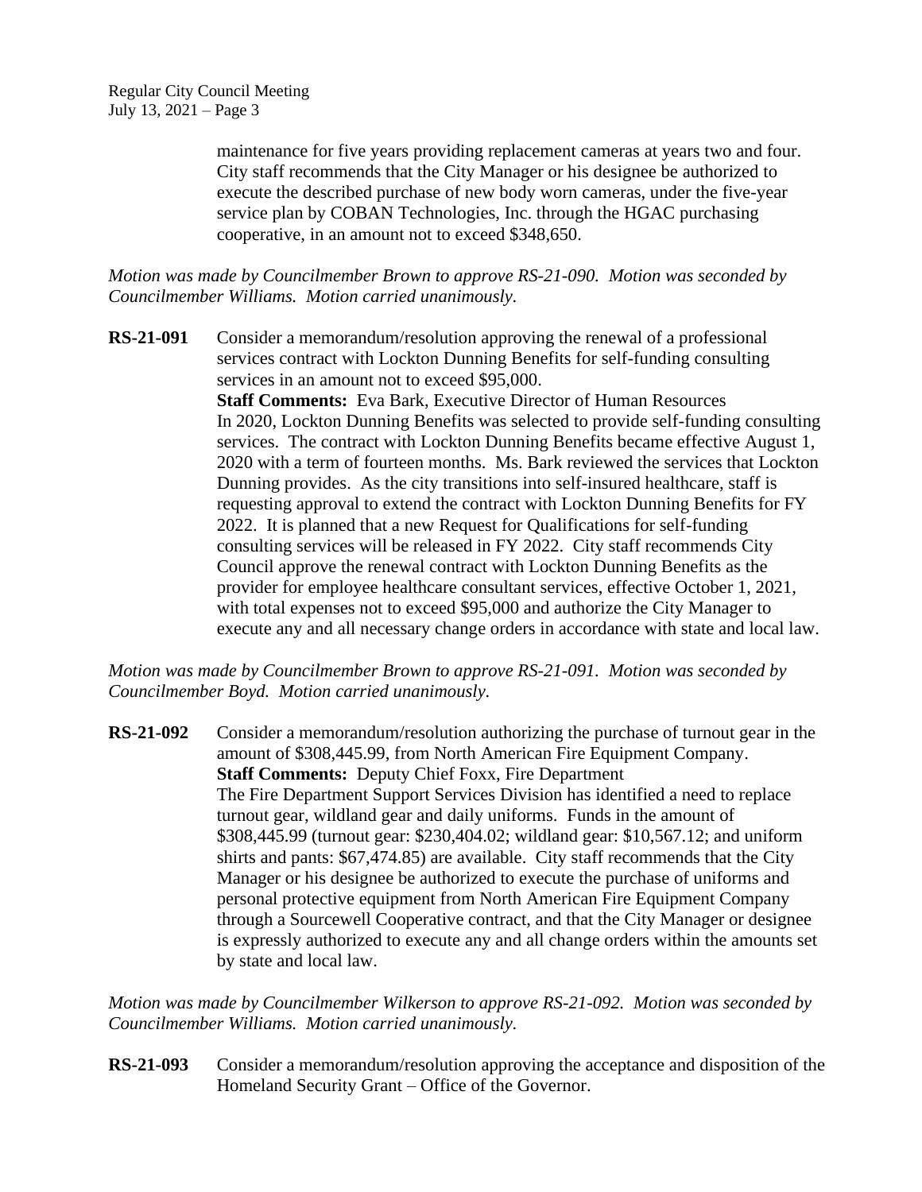maintenance for five years providing replacement cameras at years two and four. City staff recommends that the City Manager or his designee be authorized to execute the described purchase of new body worn cameras, under the five-year service plan by COBAN Technologies, Inc. through the HGAC purchasing cooperative, in an amount not to exceed $348,650.

*Motion was made by Councilmember Brown to approve RS-21-090. Motion was seconded by Councilmember Williams. Motion carried unanimously.*

**RS-21-091** Consider a memorandum/resolution approving the renewal of a professional services contract with Lockton Dunning Benefits for self-funding consulting services in an amount not to exceed $95,000.
**Staff Comments:** Eva Bark, Executive Director of Human Resources
In 2020, Lockton Dunning Benefits was selected to provide self-funding consulting services. The contract with Lockton Dunning Benefits became effective August 1, 2020 with a term of fourteen months. Ms. Bark reviewed the services that Lockton Dunning provides. As the city transitions into self-insured healthcare, staff is requesting approval to extend the contract with Lockton Dunning Benefits for FY 2022. It is planned that a new Request for Qualifications for self-funding consulting services will be released in FY 2022. City staff recommends City Council approve the renewal contract with Lockton Dunning Benefits as the provider for employee healthcare consultant services, effective October 1, 2021, with total expenses not to exceed $95,000 and authorize the City Manager to execute any and all necessary change orders in accordance with state and local law.

*Motion was made by Councilmember Brown to approve RS-21-091. Motion was seconded by Councilmember Boyd. Motion carried unanimously.*

**RS-21-092** Consider a memorandum/resolution authorizing the purchase of turnout gear in the amount of $308,445.99, from North American Fire Equipment Company.
**Staff Comments:** Deputy Chief Foxx, Fire Department
The Fire Department Support Services Division has identified a need to replace turnout gear, wildland gear and daily uniforms. Funds in the amount of $308,445.99 (turnout gear: $230,404.02; wildland gear: $10,567.12; and uniform shirts and pants: $67,474.85) are available. City staff recommends that the City Manager or his designee be authorized to execute the purchase of uniforms and personal protective equipment from North American Fire Equipment Company through a Sourcewell Cooperative contract, and that the City Manager or designee is expressly authorized to execute any and all change orders within the amounts set by state and local law.

*Motion was made by Councilmember Wilkerson to approve RS-21-092. Motion was seconded by Councilmember Williams. Motion carried unanimously.*

**RS-21-093** Consider a memorandum/resolution approving the acceptance and disposition of the Homeland Security Grant – Office of the Governor.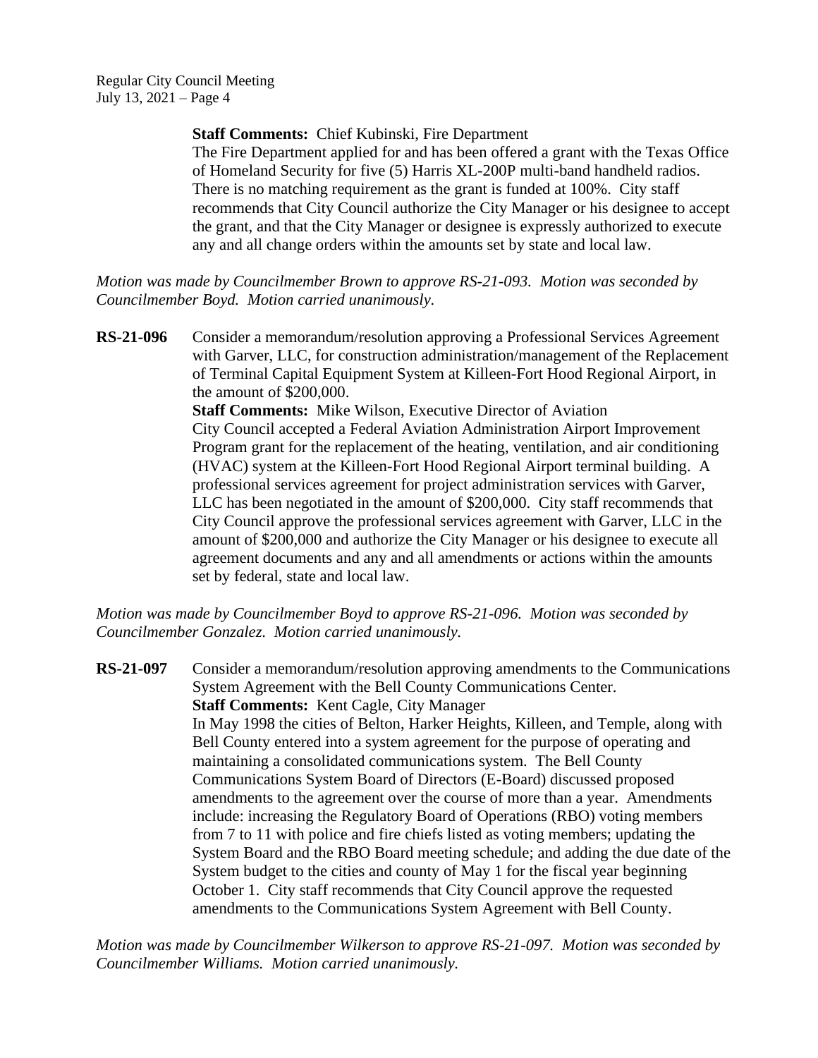**Staff Comments:** Chief Kubinski, Fire Department
The Fire Department applied for and has been offered a grant with the Texas Office of Homeland Security for five (5) Harris XL-200P multi-band handheld radios. There is no matching requirement as the grant is funded at 100%. City staff recommends that City Council authorize the City Manager or his designee to accept the grant, and that the City Manager or designee is expressly authorized to execute any and all change orders within the amounts set by state and local law.

*Motion was made by Councilmember Brown to approve RS-21-093. Motion was seconded by Councilmember Boyd. Motion carried unanimously.*

**RS-21-096** Consider a memorandum/resolution approving a Professional Services Agreement with Garver, LLC, for construction administration/management of the Replacement of Terminal Capital Equipment System at Killeen-Fort Hood Regional Airport, in the amount of $200,000.
**Staff Comments:** Mike Wilson, Executive Director of Aviation
City Council accepted a Federal Aviation Administration Airport Improvement Program grant for the replacement of the heating, ventilation, and air conditioning (HVAC) system at the Killeen-Fort Hood Regional Airport terminal building. A professional services agreement for project administration services with Garver, LLC has been negotiated in the amount of $200,000. City staff recommends that City Council approve the professional services agreement with Garver, LLC in the amount of $200,000 and authorize the City Manager or his designee to execute all agreement documents and any and all amendments or actions within the amounts set by federal, state and local law.

*Motion was made by Councilmember Boyd to approve RS-21-096. Motion was seconded by Councilmember Gonzalez. Motion carried unanimously.*

**RS-21-097** Consider a memorandum/resolution approving amendments to the Communications System Agreement with the Bell County Communications Center.
**Staff Comments:** Kent Cagle, City Manager
In May 1998 the cities of Belton, Harker Heights, Killeen, and Temple, along with Bell County entered into a system agreement for the purpose of operating and maintaining a consolidated communications system. The Bell County Communications System Board of Directors (E-Board) discussed proposed amendments to the agreement over the course of more than a year. Amendments include: increasing the Regulatory Board of Operations (RBO) voting members from 7 to 11 with police and fire chiefs listed as voting members; updating the System Board and the RBO Board meeting schedule; and adding the due date of the System budget to the cities and county of May 1 for the fiscal year beginning October 1. City staff recommends that City Council approve the requested amendments to the Communications System Agreement with Bell County.

*Motion was made by Councilmember Wilkerson to approve RS-21-097. Motion was seconded by Councilmember Williams. Motion carried unanimously.*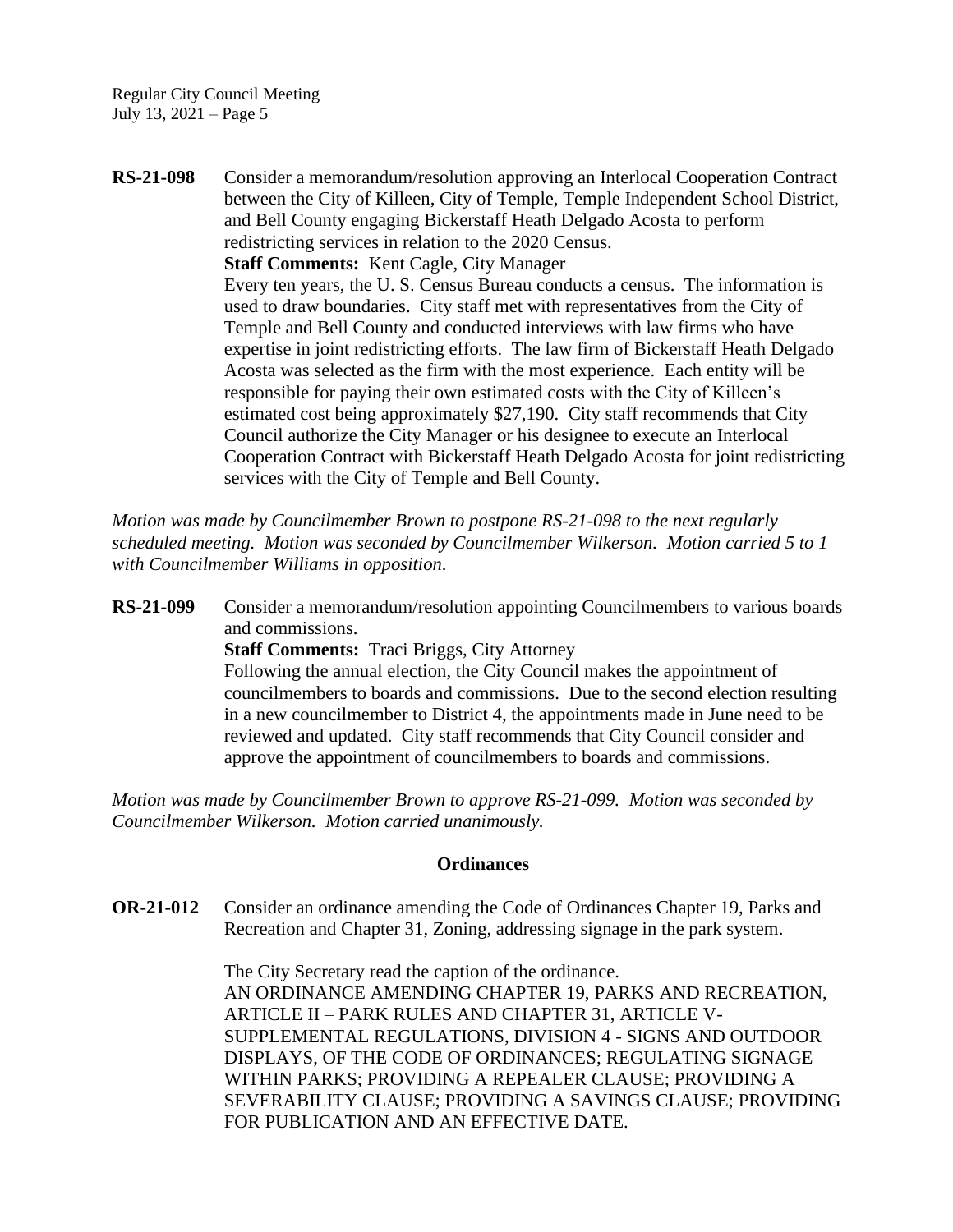**RS-21-098** Consider a memorandum/resolution approving an Interlocal Cooperation Contract between the City of Killeen, City of Temple, Temple Independent School District, and Bell County engaging Bickerstaff Heath Delgado Acosta to perform redistricting services in relation to the 2020 Census.

**Staff Comments:** Kent Cagle, City Manager

Every ten years, the U. S. Census Bureau conducts a census. The information is used to draw boundaries. City staff met with representatives from the City of Temple and Bell County and conducted interviews with law firms who have expertise in joint redistricting efforts. The law firm of Bickerstaff Heath Delgado Acosta was selected as the firm with the most experience. Each entity will be responsible for paying their own estimated costs with the City of Killeen's estimated cost being approximately $27,190. City staff recommends that City Council authorize the City Manager or his designee to execute an Interlocal Cooperation Contract with Bickerstaff Heath Delgado Acosta for joint redistricting services with the City of Temple and Bell County.

*Motion was made by Councilmember Brown to postpone RS-21-098 to the next regularly scheduled meeting. Motion was seconded by Councilmember Wilkerson. Motion carried 5 to 1 with Councilmember Williams in opposition.*

**RS-21-099** Consider a memorandum/resolution appointing Councilmembers to various boards and commissions.

**Staff Comments:** Traci Briggs, City Attorney

Following the annual election, the City Council makes the appointment of councilmembers to boards and commissions. Due to the second election resulting in a new councilmember to District 4, the appointments made in June need to be reviewed and updated. City staff recommends that City Council consider and approve the appointment of councilmembers to boards and commissions.

*Motion was made by Councilmember Brown to approve RS-21-099. Motion was seconded by Councilmember Wilkerson. Motion carried unanimously.*

## Ordinances

**OR-21-012** Consider an ordinance amending the Code of Ordinances Chapter 19, Parks and Recreation and Chapter 31, Zoning, addressing signage in the park system.

The City Secretary read the caption of the ordinance.

AN ORDINANCE AMENDING CHAPTER 19, PARKS AND RECREATION, ARTICLE II – PARK RULES AND CHAPTER 31, ARTICLE V-SUPPLEMENTAL REGULATIONS, DIVISION 4 - SIGNS AND OUTDOOR DISPLAYS, OF THE CODE OF ORDINANCES; REGULATING SIGNAGE WITHIN PARKS; PROVIDING A REPEALER CLAUSE; PROVIDING A SEVERABILITY CLAUSE; PROVIDING A SAVINGS CLAUSE; PROVIDING FOR PUBLICATION AND AN EFFECTIVE DATE.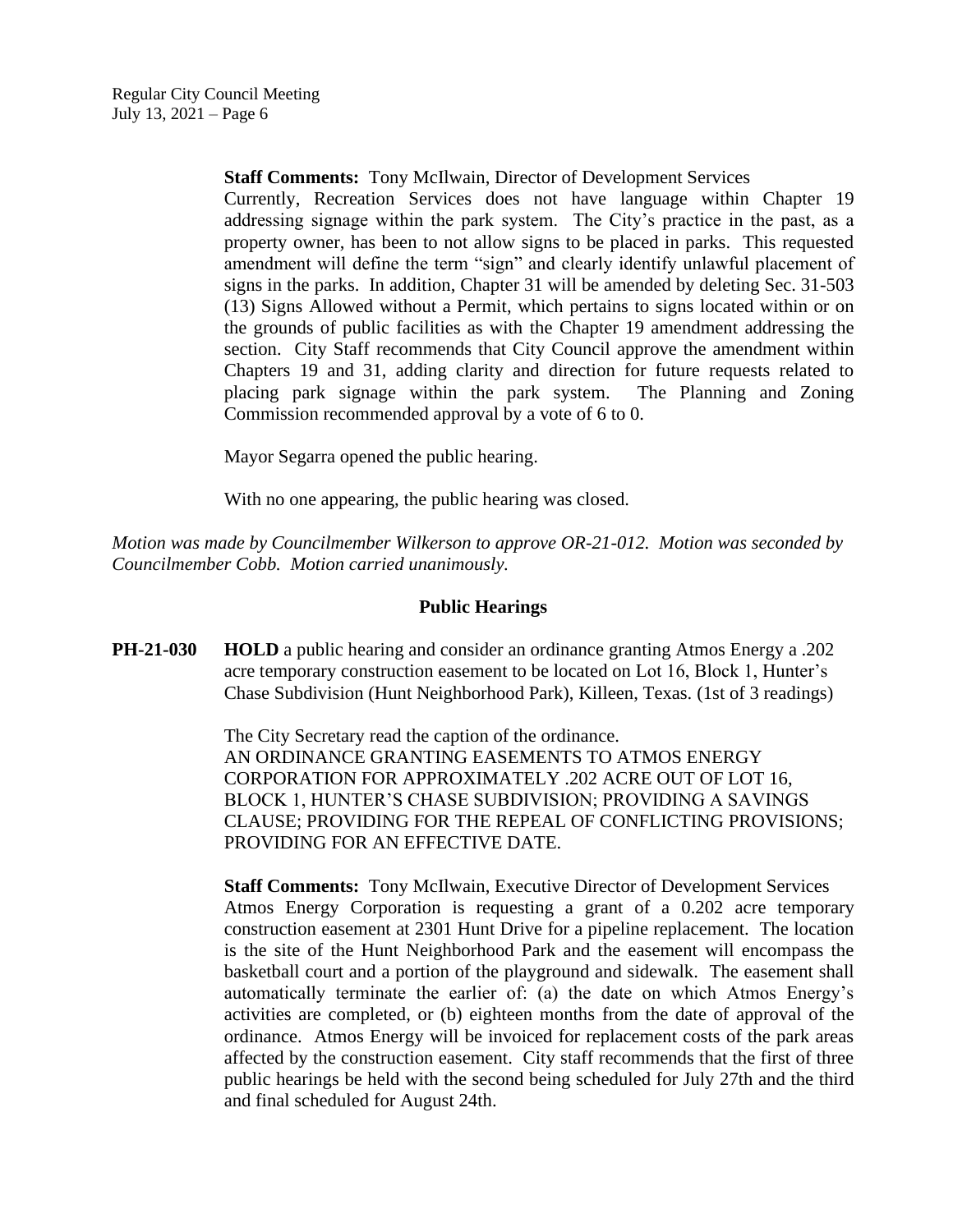**Staff Comments:** Tony McIlwain, Director of Development Services
Currently, Recreation Services does not have language within Chapter 19 addressing signage within the park system. The City's practice in the past, as a property owner, has been to not allow signs to be placed in parks. This requested amendment will define the term "sign" and clearly identify unlawful placement of signs in the parks. In addition, Chapter 31 will be amended by deleting Sec. 31-503 (13) Signs Allowed without a Permit, which pertains to signs located within or on the grounds of public facilities as with the Chapter 19 amendment addressing the section. City Staff recommends that City Council approve the amendment within Chapters 19 and 31, adding clarity and direction for future requests related to placing park signage within the park system. The Planning and Zoning Commission recommended approval by a vote of 6 to 0.

Mayor Segarra opened the public hearing.

With no one appearing, the public hearing was closed.

*Motion was made by Councilmember Wilkerson to approve OR-21-012. Motion was seconded by Councilmember Cobb. Motion carried unanimously.*

## Public Hearings

**PH-21-030** **HOLD** a public hearing and consider an ordinance granting Atmos Energy a .202 acre temporary construction easement to be located on Lot 16, Block 1, Hunter's Chase Subdivision (Hunt Neighborhood Park), Killeen, Texas. (1st of 3 readings)

The City Secretary read the caption of the ordinance.
AN ORDINANCE GRANTING EASEMENTS TO ATMOS ENERGY CORPORATION FOR APPROXIMATELY .202 ACRE OUT OF LOT 16, BLOCK 1, HUNTER'S CHASE SUBDIVISION; PROVIDING A SAVINGS CLAUSE; PROVIDING FOR THE REPEAL OF CONFLICTING PROVISIONS; PROVIDING FOR AN EFFECTIVE DATE.

**Staff Comments:** Tony McIlwain, Executive Director of Development Services
Atmos Energy Corporation is requesting a grant of a 0.202 acre temporary construction easement at 2301 Hunt Drive for a pipeline replacement. The location is the site of the Hunt Neighborhood Park and the easement will encompass the basketball court and a portion of the playground and sidewalk. The easement shall automatically terminate the earlier of: (a) the date on which Atmos Energy's activities are completed, or (b) eighteen months from the date of approval of the ordinance. Atmos Energy will be invoiced for replacement costs of the park areas affected by the construction easement. City staff recommends that the first of three public hearings be held with the second being scheduled for July 27th and the third and final scheduled for August 24th.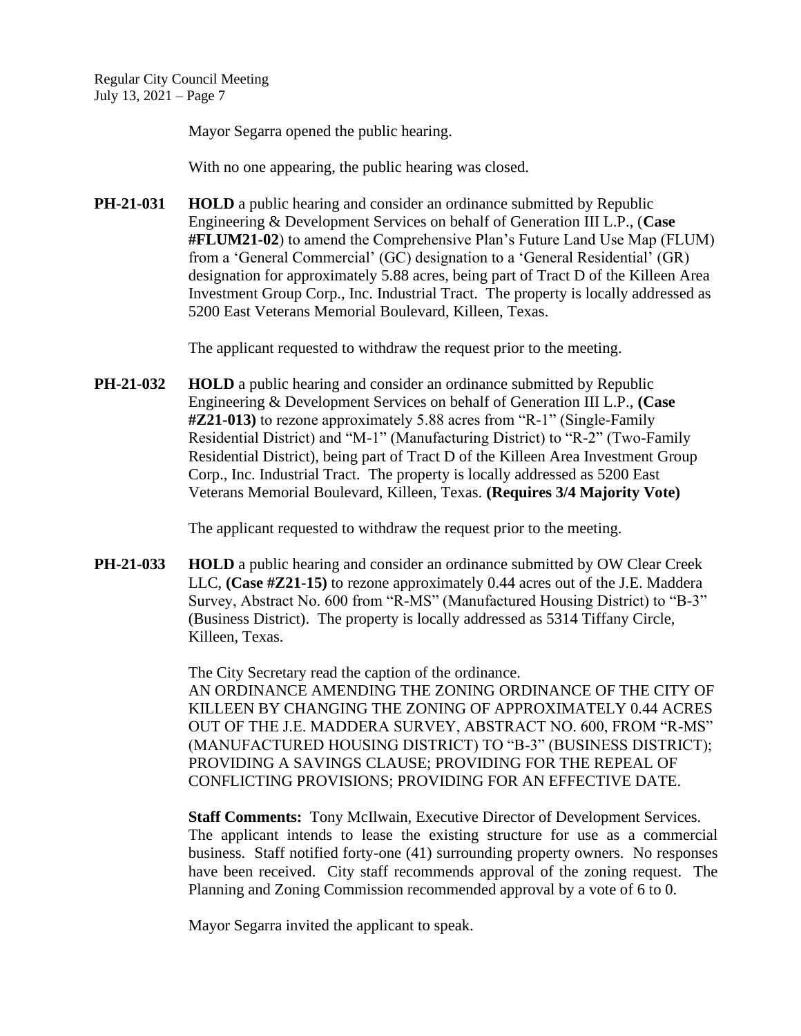Mayor Segarra opened the public hearing.

With no one appearing, the public hearing was closed.

**PH-21-031** **HOLD** a public hearing and consider an ordinance submitted by Republic Engineering & Development Services on behalf of Generation III L.P., (**Case #FLUM21-02**) to amend the Comprehensive Plan's Future Land Use Map (FLUM) from a 'General Commercial' (GC) designation to a 'General Residential' (GR) designation for approximately 5.88 acres, being part of Tract D of the Killeen Area Investment Group Corp., Inc. Industrial Tract. The property is locally addressed as 5200 East Veterans Memorial Boulevard, Killeen, Texas.

The applicant requested to withdraw the request prior to the meeting.

**PH-21-032** **HOLD** a public hearing and consider an ordinance submitted by Republic Engineering & Development Services on behalf of Generation III L.P., **(Case #Z21-013)** to rezone approximately 5.88 acres from "R-1" (Single-Family Residential District) and "M-1" (Manufacturing District) to "R-2" (Two-Family Residential District), being part of Tract D of the Killeen Area Investment Group Corp., Inc. Industrial Tract. The property is locally addressed as 5200 East Veterans Memorial Boulevard, Killeen, Texas. **(Requires 3/4 Majority Vote)**

The applicant requested to withdraw the request prior to the meeting.

**PH-21-033** **HOLD** a public hearing and consider an ordinance submitted by OW Clear Creek LLC, **(Case #Z21-15)** to rezone approximately 0.44 acres out of the J.E. Maddera Survey, Abstract No. 600 from "R-MS" (Manufactured Housing District) to "B-3" (Business District). The property is locally addressed as 5314 Tiffany Circle, Killeen, Texas.

The City Secretary read the caption of the ordinance.
AN ORDINANCE AMENDING THE ZONING ORDINANCE OF THE CITY OF KILLEEN BY CHANGING THE ZONING OF APPROXIMATELY 0.44 ACRES OUT OF THE J.E. MADDERA SURVEY, ABSTRACT NO. 600, FROM "R-MS" (MANUFACTURED HOUSING DISTRICT) TO "B-3" (BUSINESS DISTRICT); PROVIDING A SAVINGS CLAUSE; PROVIDING FOR THE REPEAL OF CONFLICTING PROVISIONS; PROVIDING FOR AN EFFECTIVE DATE.

**Staff Comments:** Tony McIlwain, Executive Director of Development Services. The applicant intends to lease the existing structure for use as a commercial business. Staff notified forty-one (41) surrounding property owners. No responses have been received. City staff recommends approval of the zoning request. The Planning and Zoning Commission recommended approval by a vote of 6 to 0.

Mayor Segarra invited the applicant to speak.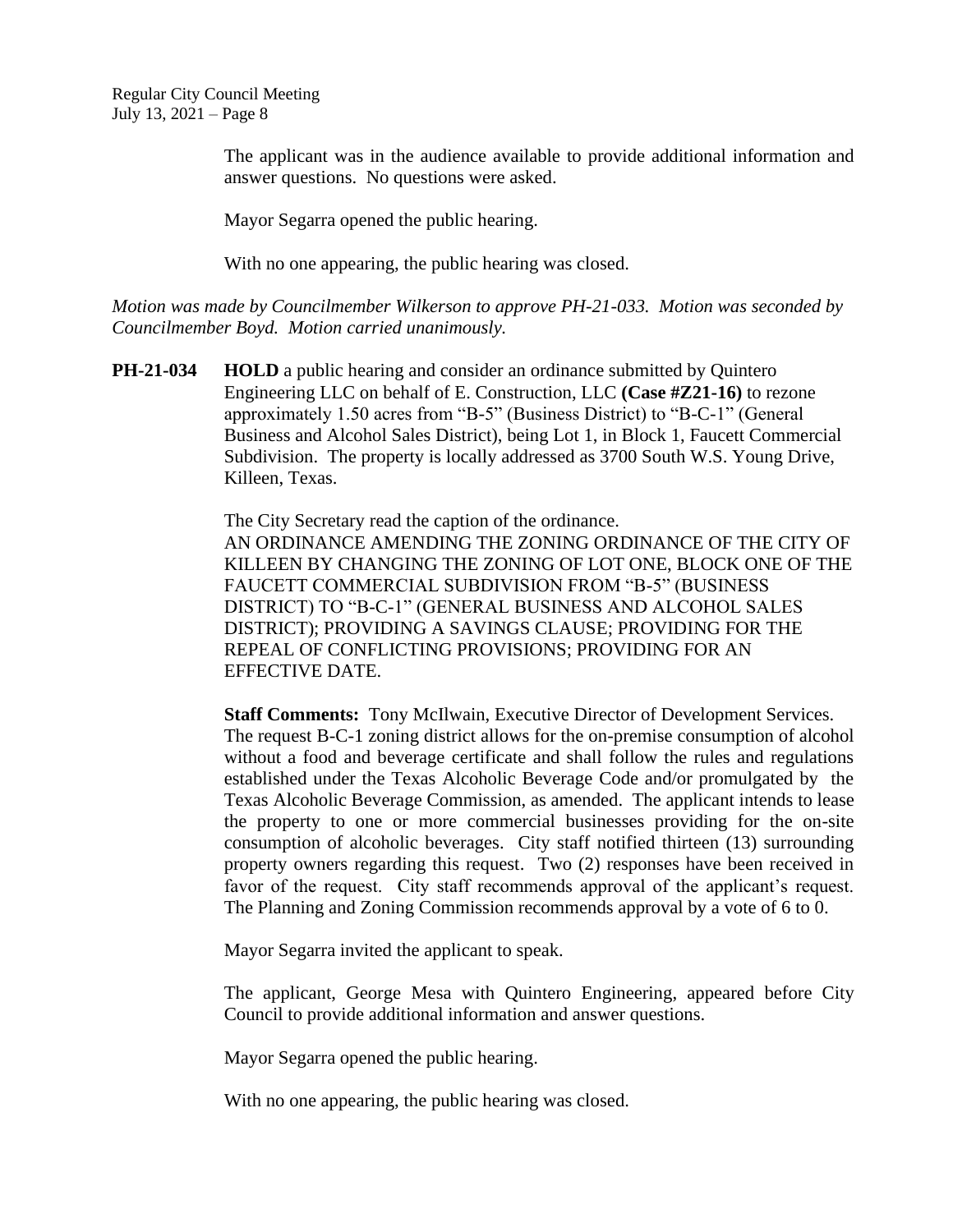The applicant was in the audience available to provide additional information and answer questions. No questions were asked.

Mayor Segarra opened the public hearing.

With no one appearing, the public hearing was closed.

*Motion was made by Councilmember Wilkerson to approve PH-21-033. Motion was seconded by Councilmember Boyd. Motion carried unanimously.*

**PH-21-034** **HOLD** a public hearing and consider an ordinance submitted by Quintero Engineering LLC on behalf of E. Construction, LLC **(Case #Z21-16)** to rezone approximately 1.50 acres from "B-5" (Business District) to "B-C-1" (General Business and Alcohol Sales District), being Lot 1, in Block 1, Faucett Commercial Subdivision. The property is locally addressed as 3700 South W.S. Young Drive, Killeen, Texas.

The City Secretary read the caption of the ordinance.
AN ORDINANCE AMENDING THE ZONING ORDINANCE OF THE CITY OF KILLEEN BY CHANGING THE ZONING OF LOT ONE, BLOCK ONE OF THE FAUCETT COMMERCIAL SUBDIVISION FROM "B-5" (BUSINESS DISTRICT) TO "B-C-1" (GENERAL BUSINESS AND ALCOHOL SALES DISTRICT); PROVIDING A SAVINGS CLAUSE; PROVIDING FOR THE REPEAL OF CONFLICTING PROVISIONS; PROVIDING FOR AN EFFECTIVE DATE.

**Staff Comments:** Tony McIlwain, Executive Director of Development Services. The request B-C-1 zoning district allows for the on-premise consumption of alcohol without a food and beverage certificate and shall follow the rules and regulations established under the Texas Alcoholic Beverage Code and/or promulgated by the Texas Alcoholic Beverage Commission, as amended. The applicant intends to lease the property to one or more commercial businesses providing for the on-site consumption of alcoholic beverages. City staff notified thirteen (13) surrounding property owners regarding this request. Two (2) responses have been received in favor of the request. City staff recommends approval of the applicant's request. The Planning and Zoning Commission recommends approval by a vote of 6 to 0.

Mayor Segarra invited the applicant to speak.

The applicant, George Mesa with Quintero Engineering, appeared before City Council to provide additional information and answer questions.

Mayor Segarra opened the public hearing.

With no one appearing, the public hearing was closed.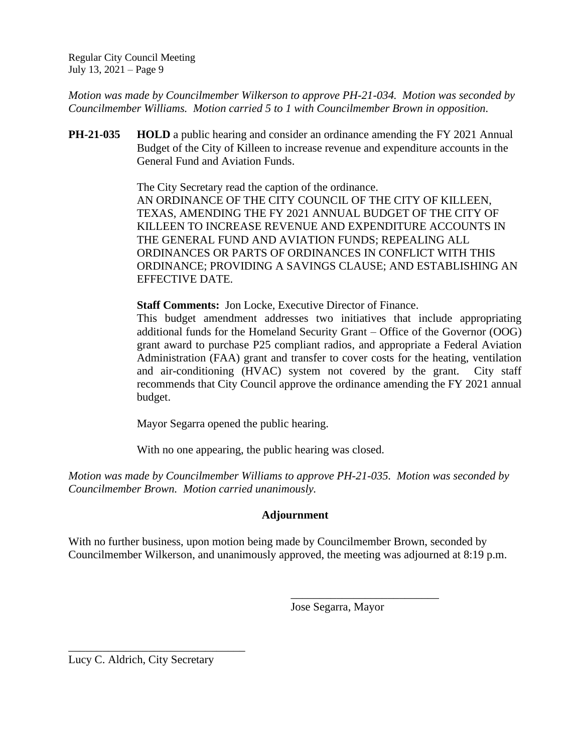*Motion was made by Councilmember Wilkerson to approve PH-21-034. Motion was seconded by Councilmember Williams. Motion carried 5 to 1 with Councilmember Brown in opposition.*

**PH-21-035** **HOLD** a public hearing and consider an ordinance amending the FY 2021 Annual Budget of the City of Killeen to increase revenue and expenditure accounts in the General Fund and Aviation Funds.

The City Secretary read the caption of the ordinance.
AN ORDINANCE OF THE CITY COUNCIL OF THE CITY OF KILLEEN, TEXAS, AMENDING THE FY 2021 ANNUAL BUDGET OF THE CITY OF KILLEEN TO INCREASE REVENUE AND EXPENDITURE ACCOUNTS IN THE GENERAL FUND AND AVIATION FUNDS; REPEALING ALL ORDINANCES OR PARTS OF ORDINANCES IN CONFLICT WITH THIS ORDINANCE; PROVIDING A SAVINGS CLAUSE; AND ESTABLISHING AN EFFECTIVE DATE.

**Staff Comments:** Jon Locke, Executive Director of Finance.
This budget amendment addresses two initiatives that include appropriating additional funds for the Homeland Security Grant – Office of the Governor (OOG) grant award to purchase P25 compliant radios, and appropriate a Federal Aviation Administration (FAA) grant and transfer to cover costs for the heating, ventilation and air-conditioning (HVAC) system not covered by the grant. City staff recommends that City Council approve the ordinance amending the FY 2021 annual budget.

Mayor Segarra opened the public hearing.

With no one appearing, the public hearing was closed.

*Motion was made by Councilmember Williams to approve PH-21-035. Motion was seconded by Councilmember Brown. Motion carried unanimously.*

## Adjournment

With no further business, upon motion being made by Councilmember Brown, seconded by Councilmember Wilkerson, and unanimously approved, the meeting was adjourned at 8:19 p.m.

___________________________
Jose Segarra, Mayor

________________________________
Lucy C. Aldrich, City Secretary